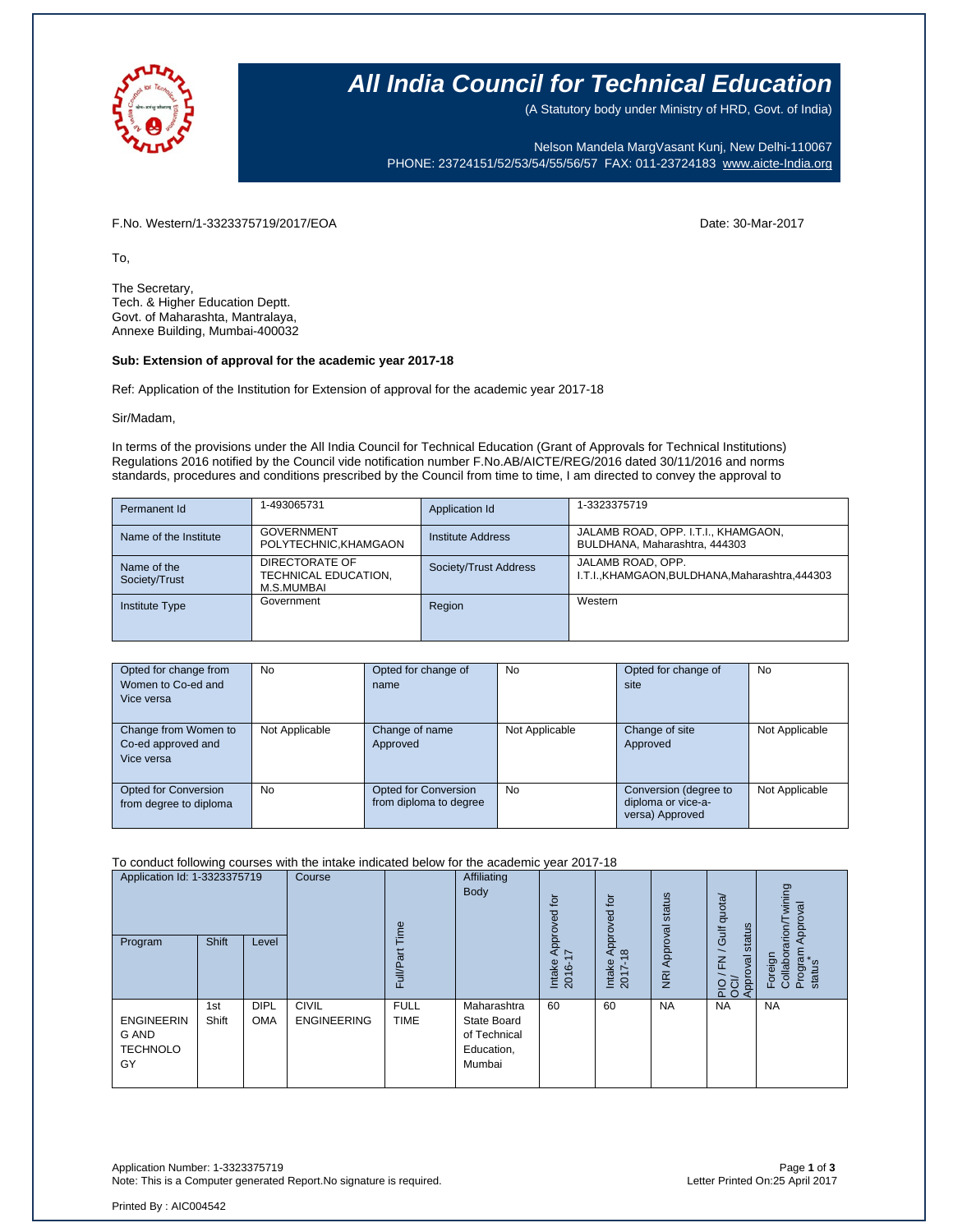# All India Council for Technical Education

(A Statutory body under Ministry of HRD, Govt. of India)

Nelson Mandela MargVasant Kunj, New Delhi-110067
PHONE: 23724151/52/53/54/55/56/57 FAX: 011-23724183 www.aicte-India.org

F.No. Western/1-3323375719/2017/EOA

Date: 30-Mar-2017

To,

The Secretary,
Tech. & Higher Education Deptt.
Govt. of Maharashta, Mantralaya,
Annexe Building, Mumbai-400032

**Sub: Extension of approval for the academic year 2017-18**

Ref: Application of the Institution for Extension of approval for the academic year 2017-18

Sir/Madam,

In terms of the provisions under the All India Council for Technical Education (Grant of Approvals for Technical Institutions) Regulations 2016 notified by the Council vide notification number F.No.AB/AICTE/REG/2016 dated 30/11/2016 and norms standards, procedures and conditions prescribed by the Council from time to time, I am directed to convey the approval to

| Permanent Id | 1-493065731 | Application Id | 1-3323375719 |
|---|---|---|---|
| Name of the Institute | GOVERNMENT POLYTECHNIC,KHAMGAON | Institute Address | JALAMB ROAD, OPP. I.T.I., KHAMGAON, BULDHANA, Maharashtra, 444303 |
| Name of the Society/Trust | DIRECTORATE OF TECHNICAL EDUCATION, M.S.MUMBAI | Society/Trust Address | JALAMB ROAD, OPP. I.T.I.,KHAMGAON,BULDHANA,Maharashtra,444303 |
| Institute Type | Government | Region | Western |

| Opted for change from Women to Co-ed and Vice versa | No | Opted for change of name | No | Opted for change of site | No |
|---|---|---|---|---|---|
| Change from Women to Co-ed approved and Vice versa | Not Applicable | Change of name Approved | Not Applicable | Change of site Approved | Not Applicable |
| Opted for Conversion from degree to diploma | No | Opted for Conversion from diploma to degree | No | Conversion (degree to diploma or vice-a-versa) Approved | Not Applicable |

To conduct following courses with the intake indicated below for the academic year 2017-18

| Application Id: 1-3323375719 | | | Course | Full/Part Time | Affiliating Body | Intake Approved for 2016-17 | Intake Approved for 2017-18 | NRI Approval status | PIO / FN / Gulf quota/ OCI/ Approval status | Foreign Collaboration/Twining Program Approval status* |
|---|---|---|---|---|---|---|---|---|---|---|
| Program | Shift | Level | | | | | | | | |
| ENGINEERING AND TECHNOLOGY | 1st Shift | DIPLOMA | CIVIL ENGINEERING | FULL TIME | Maharashtra State Board of Technical Education, Mumbai | 60 | 60 | NA | NA | NA |

Application Number: 1-3323375719
Note: This is a Computer generated Report.No signature is required.

Letter Printed On:25 April 2017

Printed By : AIC004542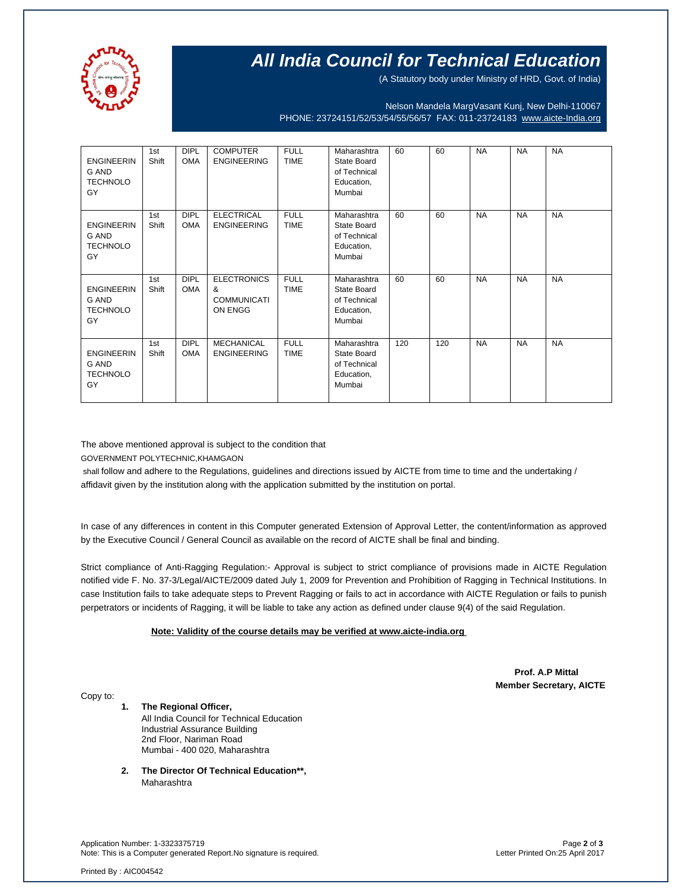# All India Council for Technical Education

(A Statutory body under Ministry of HRD, Govt. of India)

Nelson Mandela MargVasant Kunj, New Delhi-110067
PHONE: 23724151/52/53/54/55/56/57 FAX: 011-23724183 www.aicte-India.org

| | | | | | | | | | | |
|---|---|---|---|---|---|---|---|---|---|---|
| ENGINEERING AND TECHNOLOGY | 1st Shift | DIPLOMA | COMPUTER ENGINEERING | FULL TIME | Maharashtra State Board of Technical Education, Mumbai | 60 | 60 | NA | NA | NA |
| ENGINEERING AND TECHNOLOGY | 1st Shift | DIPLOMA | ELECTRICAL ENGINEERING | FULL TIME | Maharashtra State Board of Technical Education, Mumbai | 60 | 60 | NA | NA | NA |
| ENGINEERING AND TECHNOLOGY | 1st Shift | DIPLOMA | ELECTRONICS & COMMUNICATION ENGG | FULL TIME | Maharashtra State Board of Technical Education, Mumbai | 60 | 60 | NA | NA | NA |
| ENGINEERING AND TECHNOLOGY | 1st Shift | DIPLOMA | MECHANICAL ENGINEERING | FULL TIME | Maharashtra State Board of Technical Education, Mumbai | 120 | 120 | NA | NA | NA |

The above mentioned approval is subject to the condition that
GOVERNMENT POLYTECHNIC,KHAMGAON
shall follow and adhere to the Regulations, guidelines and directions issued by AICTE from time to time and the undertaking / affidavit given by the institution along with the application submitted by the institution on portal.

In case of any differences in content in this Computer generated Extension of Approval Letter, the content/information as approved by the Executive Council / General Council as available on the record of AICTE shall be final and binding.

Strict compliance of Anti-Ragging Regulation:- Approval is subject to strict compliance of provisions made in AICTE Regulation notified vide F. No. 37-3/Legal/AICTE/2009 dated July 1, 2009 for Prevention and Prohibition of Ragging in Technical Institutions. In case Institution fails to take adequate steps to Prevent Ragging or fails to act in accordance with AICTE Regulation or fails to punish perpetrators or incidents of Ragging, it will be liable to take any action as defined under clause 9(4) of the said Regulation.

**Note: Validity of the course details may be verified at www.aicte-india.org**

**Prof. A.P Mittal**
**Member Secretary, AICTE**

Copy to:

1. **The Regional Officer,**
   All India Council for Technical Education
   Industrial Assurance Building
   2nd Floor, Nariman Road
   Mumbai - 400 020, Maharashtra

2. **The Director Of Technical Education\*\*,**
   Maharashtra

Application Number: 1-3323375719
Note: This is a Computer generated Report.No signature is required.
Letter Printed On:25 April 2017

Printed By : AIC004542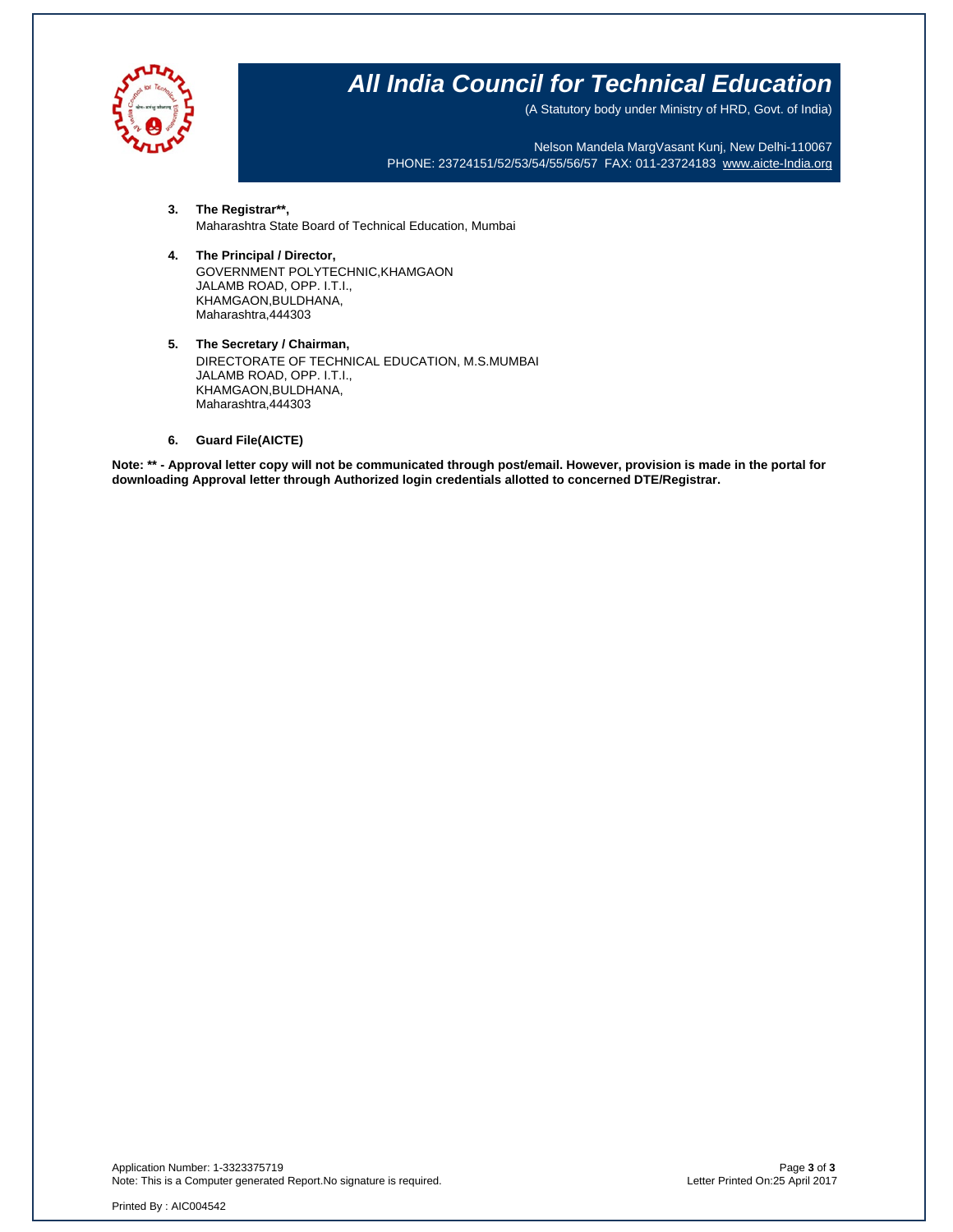3. **The Registrar\*\*,**
   Maharashtra State Board of Technical Education, Mumbai

4. **The Principal / Director,**
   GOVERNMENT POLYTECHNIC,KHAMGAON
   JALAMB ROAD, OPP. I.T.I.,
   KHAMGAON,BULDHANA,
   Maharashtra,444303

5. **The Secretary / Chairman,**
   DIRECTORATE OF TECHNICAL EDUCATION, M.S.MUMBAI
   JALAMB ROAD, OPP. I.T.I.,
   KHAMGAON,BULDHANA,
   Maharashtra,444303

6. **Guard File(AICTE)**

**Note: \*\* - Approval letter copy will not be communicated through post/email. However, provision is made in the portal for downloading Approval letter through Authorized login credentials allotted to concerned DTE/Registrar.**

Application Number: 1-3323375719
Note: This is a Computer generated Report.No signature is required.

Letter Printed On:25 April 2017

Printed By : AIC004542